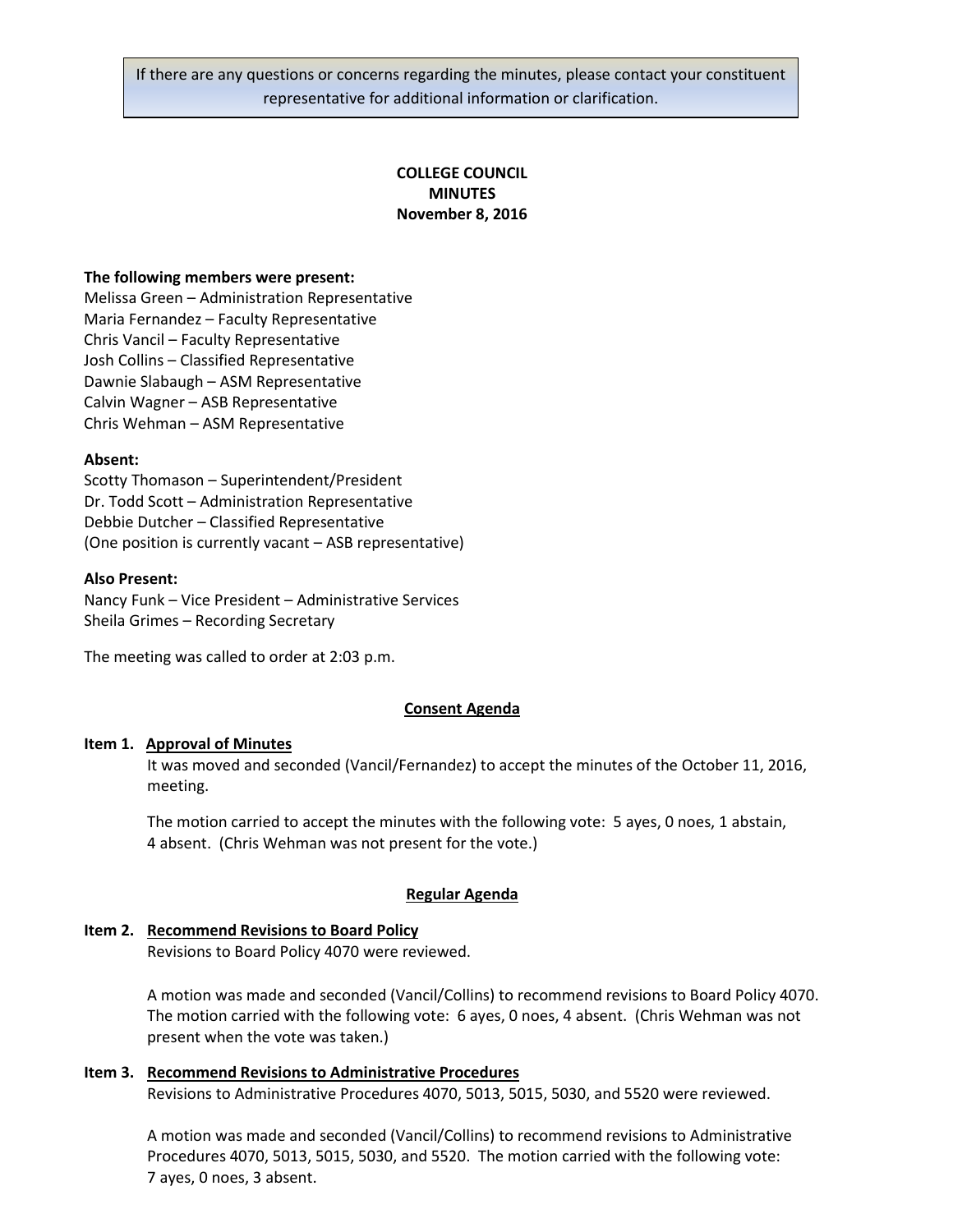If there are any questions or concerns regarding the minutes, please contact your constituent representative for additional information or clarification.

# COLLEGE COUNCIL
# MINUTES
# November 8, 2016

**The following members were present:**
Melissa Green – Administration Representative
Maria Fernandez – Faculty Representative
Chris Vancil – Faculty Representative
Josh Collins – Classified Representative
Dawnie Slabaugh – ASM Representative
Calvin Wagner – ASB Representative
Chris Wehman – ASM Representative

**Absent:**
Scotty Thomason – Superintendent/President
Dr. Todd Scott – Administration Representative
Debbie Dutcher – Classified Representative
(One position is currently vacant – ASB representative)

**Also Present:**
Nancy Funk – Vice President – Administrative Services
Sheila Grimes – Recording Secretary

The meeting was called to order at 2:03 p.m.

## Consent Agenda

**Item 1. Approval of Minutes**

It was moved and seconded (Vancil/Fernandez) to accept the minutes of the October 11, 2016, meeting.

The motion carried to accept the minutes with the following vote: 5 ayes, 0 noes, 1 abstain, 4 absent. (Chris Wehman was not present for the vote.)

## Regular Agenda

**Item 2. Recommend Revisions to Board Policy**

Revisions to Board Policy 4070 were reviewed.

A motion was made and seconded (Vancil/Collins) to recommend revisions to Board Policy 4070. The motion carried with the following vote: 6 ayes, 0 noes, 4 absent. (Chris Wehman was not present when the vote was taken.)

**Item 3. Recommend Revisions to Administrative Procedures**

Revisions to Administrative Procedures 4070, 5013, 5015, 5030, and 5520 were reviewed.

A motion was made and seconded (Vancil/Collins) to recommend revisions to Administrative Procedures 4070, 5013, 5015, 5030, and 5520. The motion carried with the following vote: 7 ayes, 0 noes, 3 absent.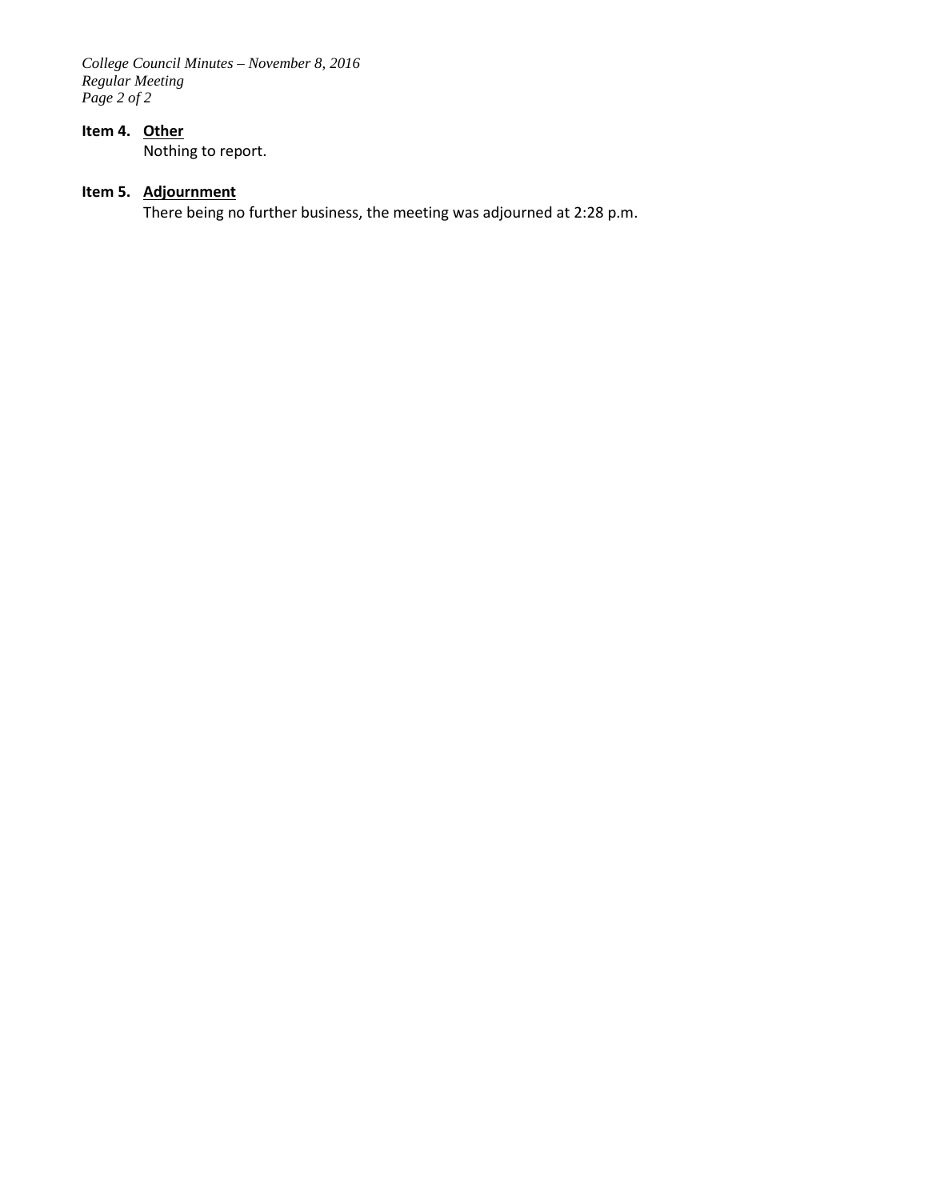**Item 4. Other**

Nothing to report.

**Item 5. Adjournment**

There being no further business, the meeting was adjourned at 2:28 p.m.